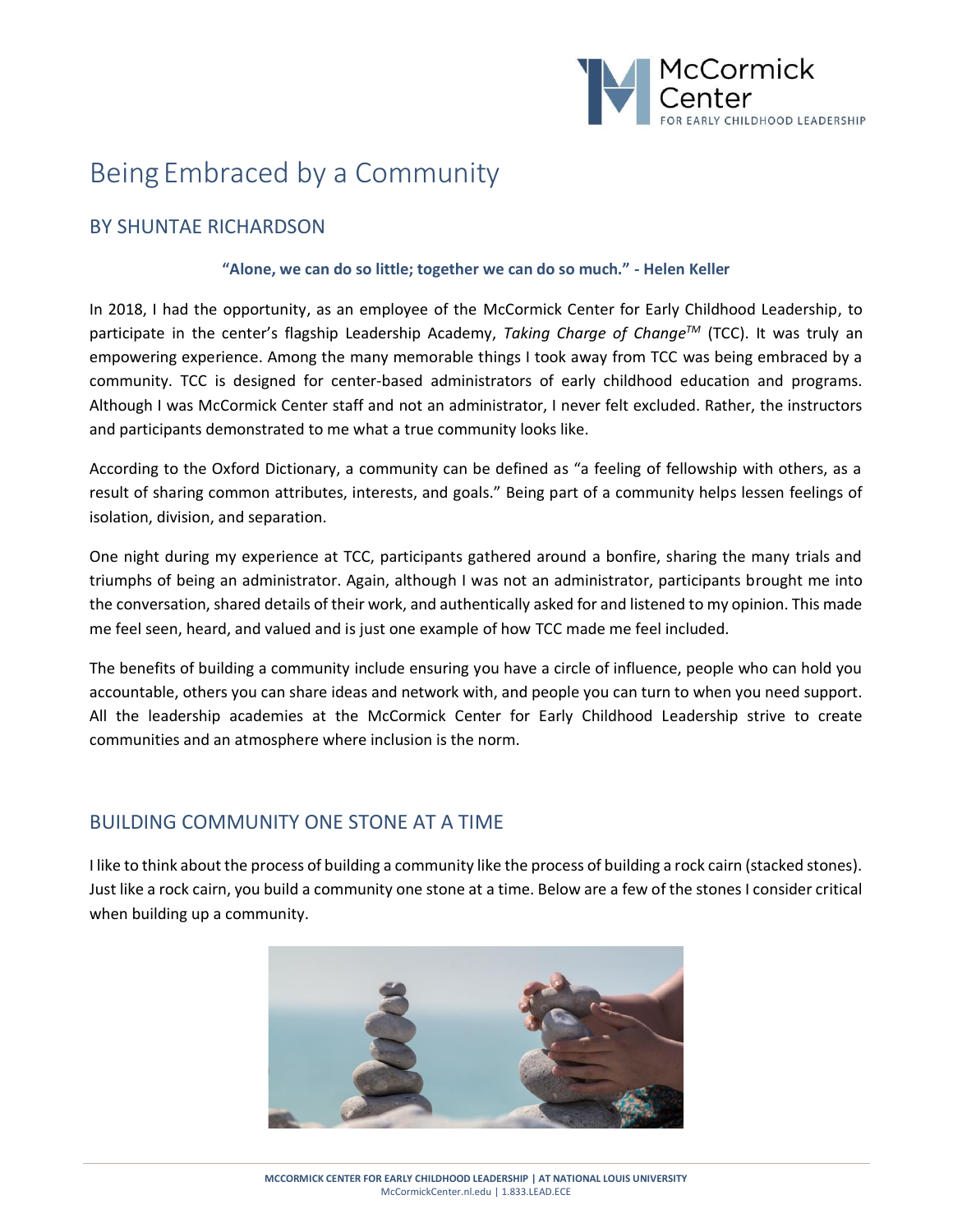# Being Embraced by a Community

## BY SHUNTAE RICHARDSON

**"Alone, we can do so little; together we can do so much." - Helen Keller**

In 2018, I had the opportunity, as an employee of the McCormick Center for Early Childhood Leadership, to participate in the center's flagship Leadership Academy, *Taking Charge of Change*™ (TCC). It was truly an empowering experience. Among the many memorable things I took away from TCC was being embraced by a community. TCC is designed for center-based administrators of early childhood education and programs. Although I was McCormick Center staff and not an administrator, I never felt excluded. Rather, the instructors and participants demonstrated to me what a true community looks like.

According to the Oxford Dictionary, a community can be defined as "a feeling of fellowship with others, as a result of sharing common attributes, interests, and goals." Being part of a community helps lessen feelings of isolation, division, and separation.

One night during my experience at TCC, participants gathered around a bonfire, sharing the many trials and triumphs of being an administrator. Again, although I was not an administrator, participants brought me into the conversation, shared details of their work, and authentically asked for and listened to my opinion. This made me feel seen, heard, and valued and is just one example of how TCC made me feel included.

The benefits of building a community include ensuring you have a circle of influence, people who can hold you accountable, others you can share ideas and network with, and people you can turn to when you need support. All the leadership academies at the McCormick Center for Early Childhood Leadership strive to create communities and an atmosphere where inclusion is the norm.

## BUILDING COMMUNITY ONE STONE AT A TIME

I like to think about the process of building a community like the process of building a rock cairn (stacked stones). Just like a rock cairn, you build a community one stone at a time. Below are a few of the stones I consider critical when building up a community.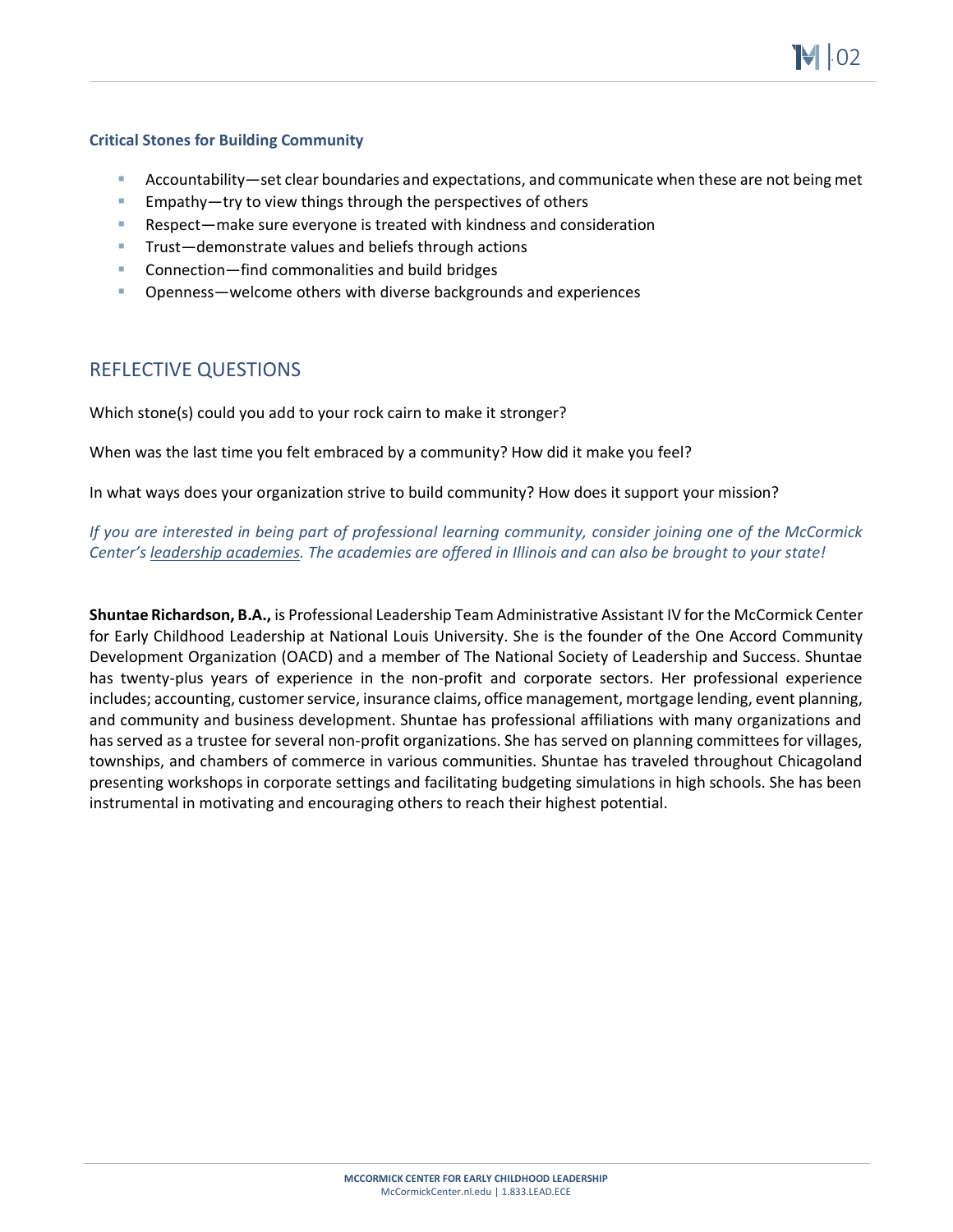### Critical Stones for Building Community

- Accountability—set clear boundaries and expectations, and communicate when these are not being met
- Empathy—try to view things through the perspectives of others
- Respect—make sure everyone is treated with kindness and consideration
- Trust—demonstrate values and beliefs through actions
- Connection—find commonalities and build bridges
- Openness—welcome others with diverse backgrounds and experiences

## REFLECTIVE QUESTIONS

Which stone(s) could you add to your rock cairn to make it stronger?

When was the last time you felt embraced by a community? How did it make you feel?

In what ways does your organization strive to build community? How does it support your mission?

*If you are interested in being part of professional learning community, consider joining one of the McCormick Center's leadership academies. The academies are offered in Illinois and can also be brought to your state!*

**Shuntae Richardson, B.A.,** is Professional Leadership Team Administrative Assistant IV for the McCormick Center for Early Childhood Leadership at National Louis University. She is the founder of the One Accord Community Development Organization (OACD) and a member of The National Society of Leadership and Success. Shuntae has twenty-plus years of experience in the non-profit and corporate sectors. Her professional experience includes; accounting, customer service, insurance claims, office management, mortgage lending, event planning, and community and business development. Shuntae has professional affiliations with many organizations and has served as a trustee for several non-profit organizations. She has served on planning committees for villages, townships, and chambers of commerce in various communities. Shuntae has traveled throughout Chicagoland presenting workshops in corporate settings and facilitating budgeting simulations in high schools. She has been instrumental in motivating and encouraging others to reach their highest potential.